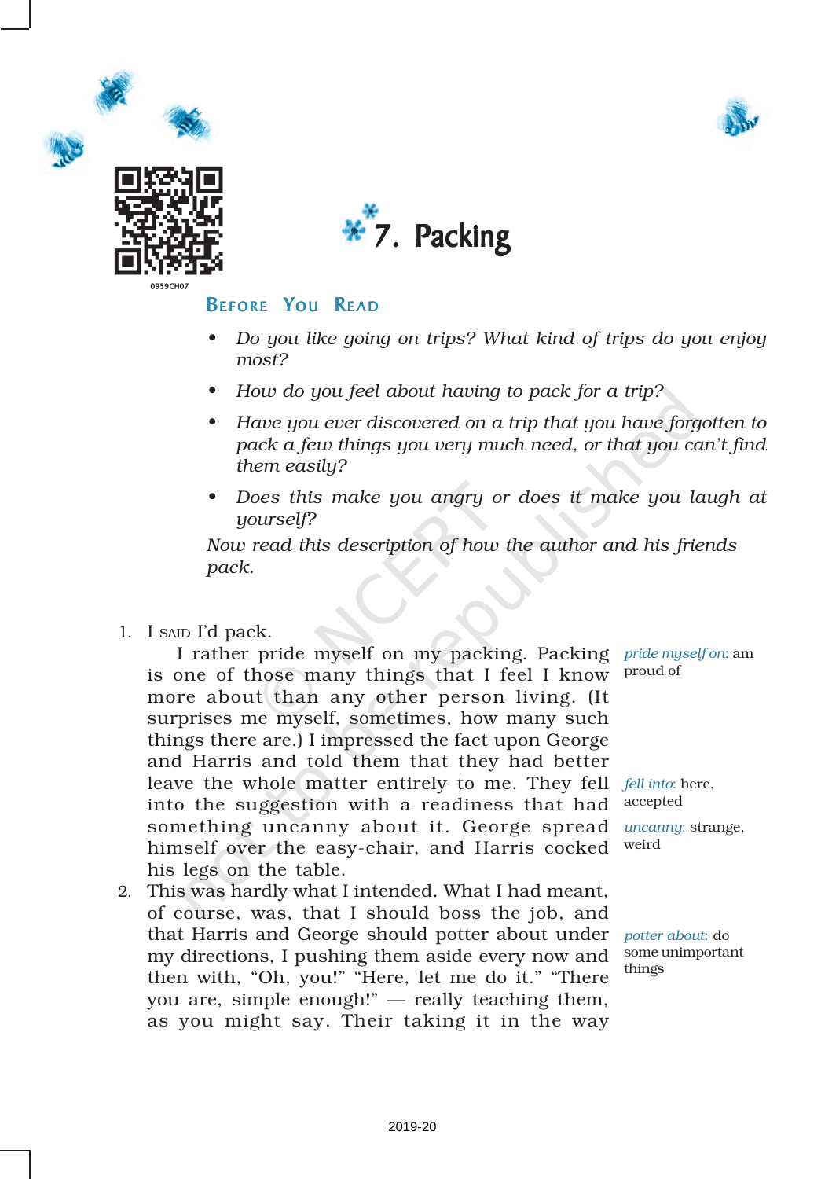# 7. Packing

## Before You Read

- *Do you like going on trips? What kind of trips do you enjoy most?*
- *How do you feel about having to pack for a trip?*
- *Have you ever discovered on a trip that you have forgotten to pack a few things you very much need, or that you can't find them easily?*
- *Does this make you angry or does it make you laugh at yourself?*

*Now read this description of how the author and his friends pack.*

1. I said I'd pack.

   I rather pride myself on my packing. Packing is one of those many things that I feel I know more about than any other person living. (It surprises me myself, sometimes, how many such things there are.) I impressed the fact upon George and Harris and told them that they had better leave the whole matter entirely to me. They fell into the suggestion with a readiness that had something uncanny about it. George spread himself over the easy-chair, and Harris cocked his legs on the table.

2. This was hardly what I intended. What I had meant, of course, was, that I should boss the job, and that Harris and George should potter about under my directions, I pushing them aside every now and then with, "Oh, you!" "Here, let me do it." "There you are, simple enough!" — really teaching them, as you might say. Their taking it in the way

*pride myself on*: am proud of

*fell into*: here, accepted

*uncanny*: strange, weird

*potter about*: do some unimportant things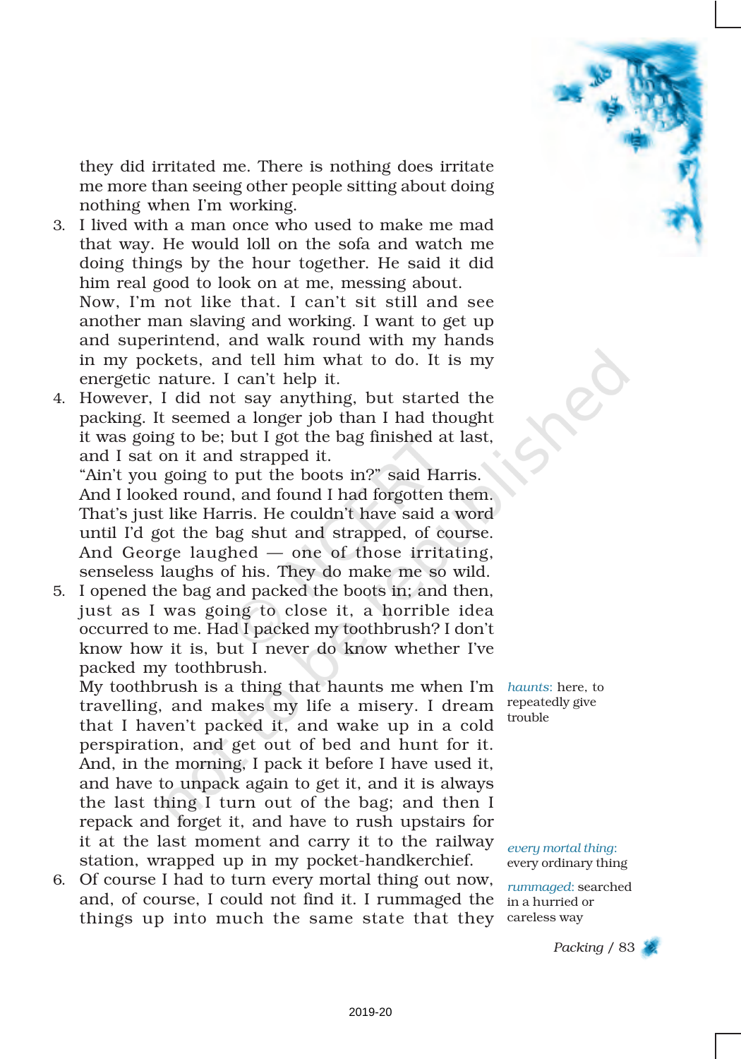they did irritated me. There is nothing does irritate me more than seeing other people sitting about doing nothing when I'm working.

3. I lived with a man once who used to make me mad that way. He would loll on the sofa and watch me doing things by the hour together. He said it did him real good to look on at me, messing about. Now, I'm not like that. I can't sit still and see another man slaving and working. I want to get up and superintend, and walk round with my hands in my pockets, and tell him what to do. It is my energetic nature. I can't help it.

4. However, I did not say anything, but started the packing. It seemed a longer job than I had thought it was going to be; but I got the bag finished at last, and I sat on it and strapped it.
"Ain't you going to put the boots in?" said Harris.
And I looked round, and found I had forgotten them. That's just like Harris. He couldn't have said a word until I'd got the bag shut and strapped, of course. And George laughed — one of those irritating, senseless laughs of his. They do make me so wild.

5. I opened the bag and packed the boots in; and then, just as I was going to close it, a horrible idea occurred to me. Had I packed my toothbrush? I don't know how it is, but I never do know whether I've packed my toothbrush.
My toothbrush is a thing that haunts me when I'm travelling, and makes my life a misery. I dream that I haven't packed it, and wake up in a cold perspiration, and get out of bed and hunt for it. And, in the morning, I pack it before I have used it, and have to unpack again to get it, and it is always the last thing I turn out of the bag; and then I repack and forget it, and have to rush upstairs for it at the last moment and carry it to the railway station, wrapped up in my pocket-handkerchief.

6. Of course I had to turn every mortal thing out now, and, of course, I could not find it. I rummaged the things up into much the same state that they

*haunts*: here, to repeatedly give trouble

*every mortal thing*: every ordinary thing

*rummaged*: searched in a hurried or careless way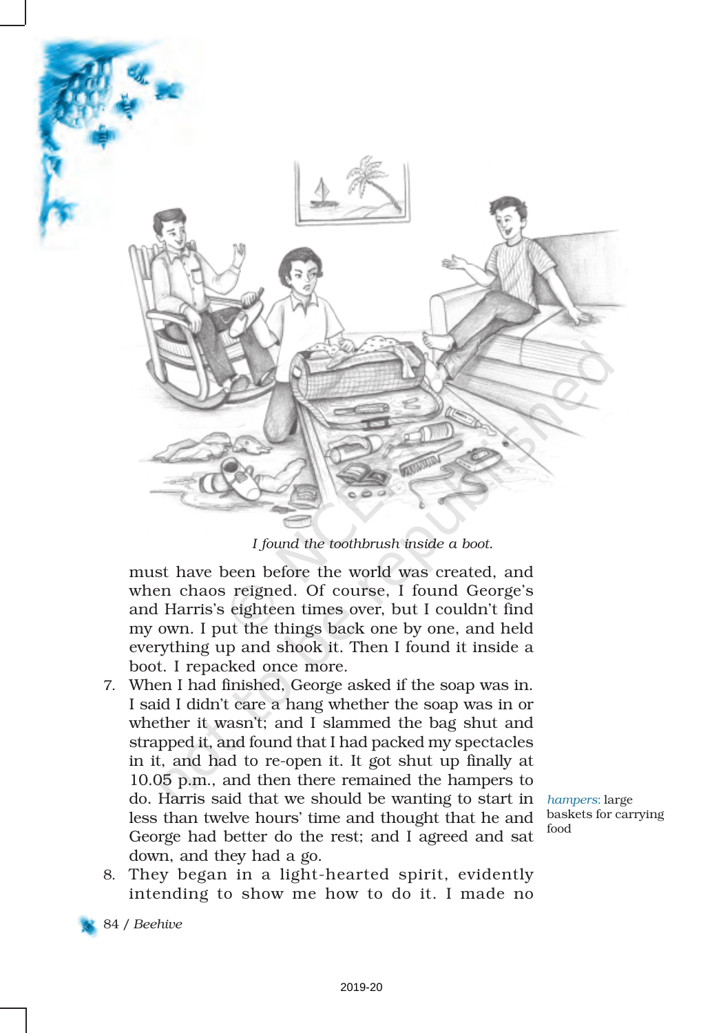*I found the toothbrush inside a boot.*

must have been before the world was created, and when chaos reigned. Of course, I found George's and Harris's eighteen times over, but I couldn't find my own. I put the things back one by one, and held everything up and shook it. Then I found it inside a boot. I repacked once more.

7. When I had finished, George asked if the soap was in. I said I didn't care a hang whether the soap was in or whether it wasn't; and I slammed the bag shut and strapped it, and found that I had packed my spectacles in it, and had to re-open it. It got shut up finally at 10.05 p.m., and then there remained the hampers to do. Harris said that we should be wanting to start in less than twelve hours' time and thought that he and George had better do the rest; and I agreed and sat down, and they had a go.

8. They began in a light-hearted spirit, evidently intending to show me how to do it. I made no

*hampers:* large baskets for carrying food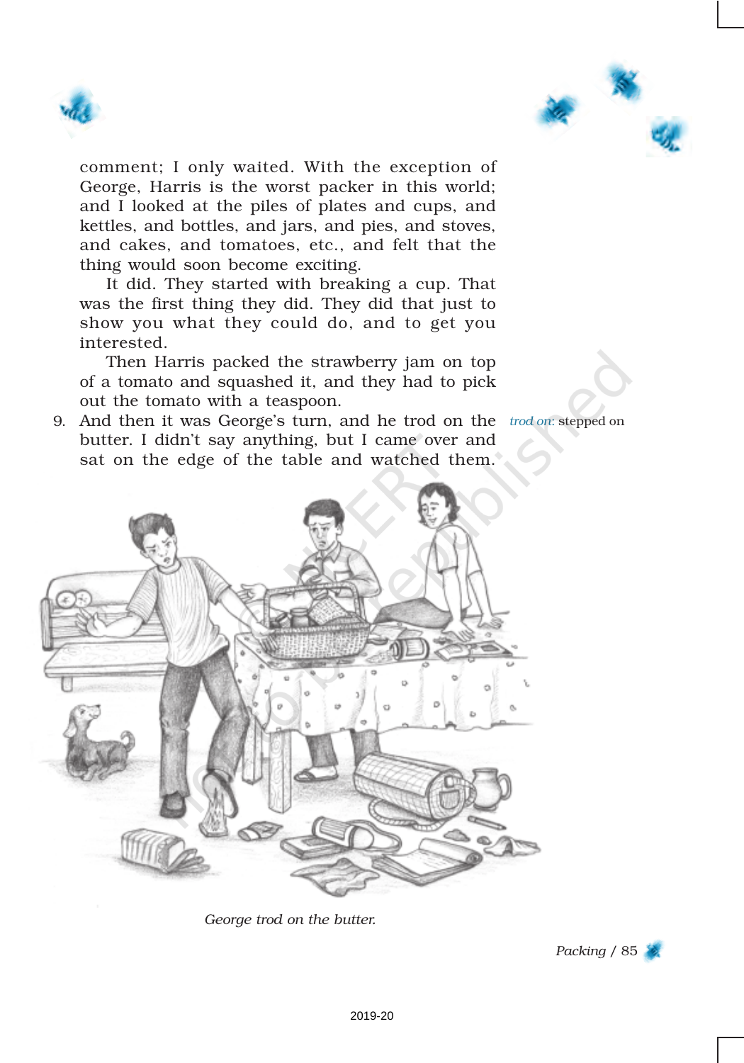comment; I only waited. With the exception of George, Harris is the worst packer in this world; and I looked at the piles of plates and cups, and kettles, and bottles, and jars, and pies, and stoves, and cakes, and tomatoes, etc., and felt that the thing would soon become exciting.

It did. They started with breaking a cup. That was the first thing they did. They did that just to show you what they could do, and to get you interested.

Then Harris packed the strawberry jam on top of a tomato and squashed it, and they had to pick out the tomato with a teaspoon.

9. And then it was George's turn, and he trod on the butter. I didn't say anything, but I came over and sat on the edge of the table and watched them.

*trod on*: stepped on

*George trod on the butter.*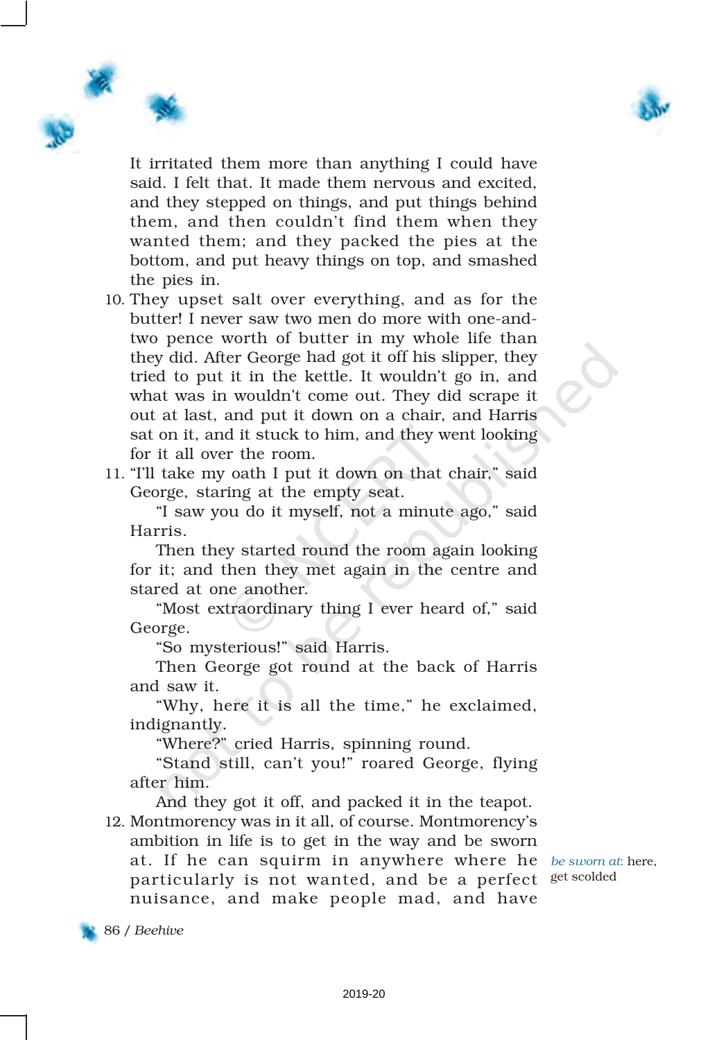It irritated them more than anything I could have said. I felt that. It made them nervous and excited, and they stepped on things, and put things behind them, and then couldn't find them when they wanted them; and they packed the pies at the bottom, and put heavy things on top, and smashed the pies in.

10. They upset salt over everything, and as for the butter! I never saw two men do more with one-and-two pence worth of butter in my whole life than they did. After George had got it off his slipper, they tried to put it in the kettle. It wouldn't go in, and what was in wouldn't come out. They did scrape it out at last, and put it down on a chair, and Harris sat on it, and it stuck to him, and they went looking for it all over the room.

11. "I'll take my oath I put it down on that chair," said George, staring at the empty seat.

"I saw you do it myself, not a minute ago," said Harris.

Then they started round the room again looking for it; and then they met again in the centre and stared at one another.

"Most extraordinary thing I ever heard of," said George.

"So mysterious!" said Harris.

Then George got round at the back of Harris and saw it.

"Why, here it is all the time," he exclaimed, indignantly.

"Where?" cried Harris, spinning round.

"Stand still, can't you!" roared George, flying after him.

And they got it off, and packed it in the teapot.

12. Montmorency was in it all, of course. Montmorency's ambition in life is to get in the way and be sworn at. If he can squirm in anywhere where he particularly is not wanted, and be a perfect nuisance, and make people mad, and have

*be sworn at*: here, get scolded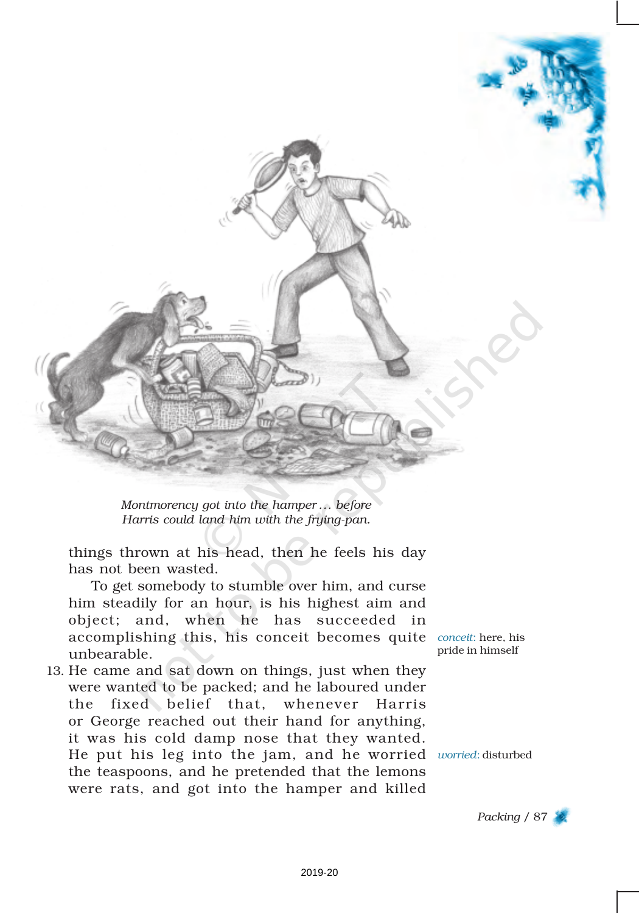*Montmorency got into the hamper … before Harris could land him with the frying-pan.*

things thrown at his head, then he feels his day has not been wasted.

To get somebody to stumble over him, and curse him steadily for an hour, is his highest aim and object; and, when he has succeeded in accomplishing this, his conceit becomes quite unbearable.

*conceit*: here, his pride in himself

13. He came and sat down on things, just when they were wanted to be packed; and he laboured under the fixed belief that, whenever Harris or George reached out their hand for anything, it was his cold damp nose that they wanted. He put his leg into the jam, and he worried the teaspoons, and he pretended that the lemons were rats, and got into the hamper and killed

*worried*: disturbed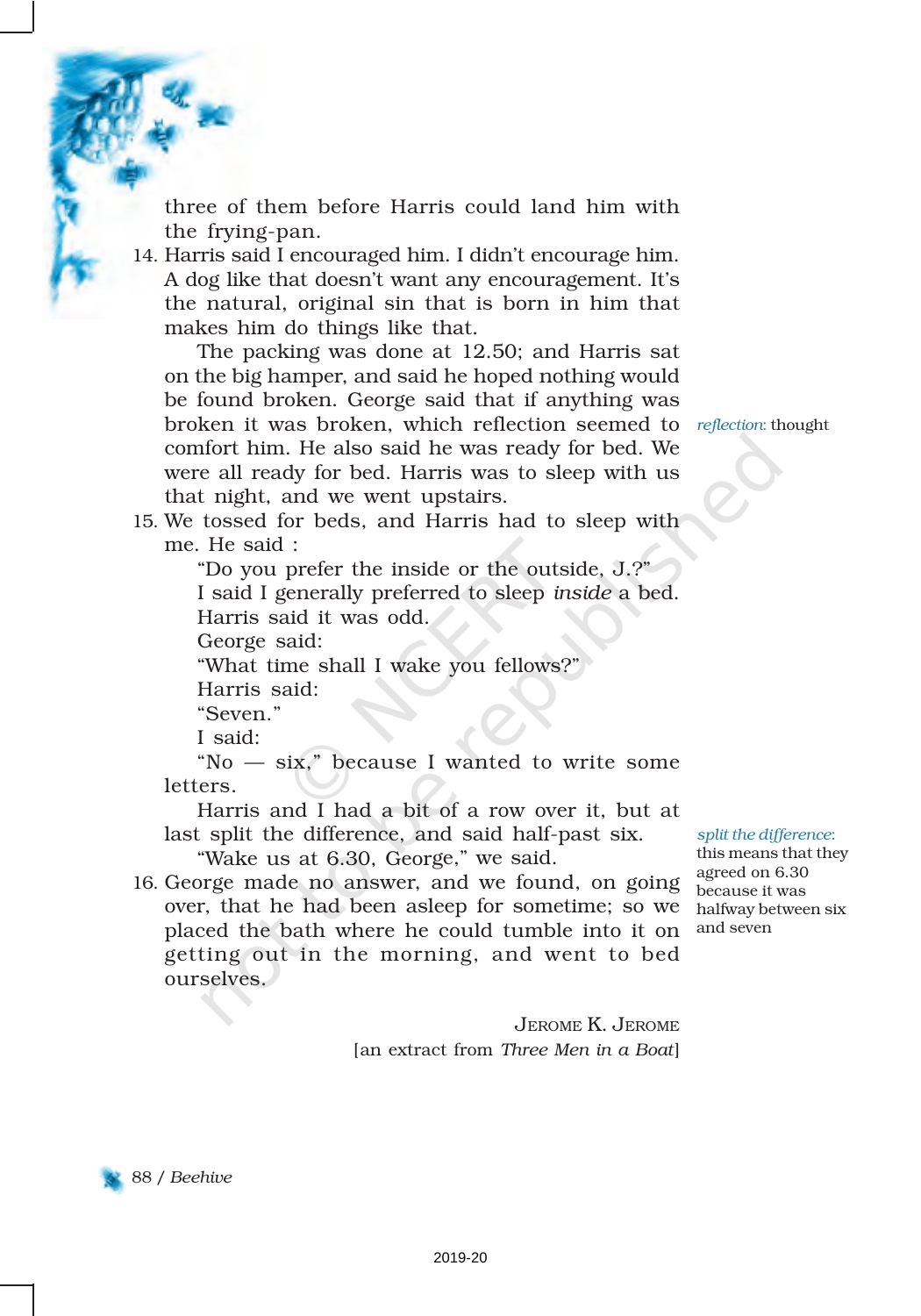three of them before Harris could land him with the frying-pan.

14. Harris said I encouraged him. I didn't encourage him. A dog like that doesn't want any encouragement. It's the natural, original sin that is born in him that makes him do things like that.

    The packing was done at 12.50; and Harris sat on the big hamper, and said he hoped nothing would be found broken. George said that if anything was broken it was broken, which reflection seemed to comfort him. He also said he was ready for bed. We were all ready for bed. Harris was to sleep with us that night, and we went upstairs.

*reflection*: thought

15. We tossed for beds, and Harris had to sleep with me. He said :

    "Do you prefer the inside or the outside, J.?"

    I said I generally preferred to sleep *inside* a bed.

    Harris said it was odd.

    George said:

    "What time shall I wake you fellows?"

    Harris said:

    "Seven."

    I said:

    "No — six," because I wanted to write some letters.

    Harris and I had a bit of a row over it, but at last split the difference, and said half-past six.

    "Wake us at 6.30, George," we said.

*split the difference*: this means that they agreed on 6.30 because it was halfway between six and seven

16. George made no answer, and we found, on going over, that he had been asleep for sometime; so we placed the bath where he could tumble into it on getting out in the morning, and went to bed ourselves.

JEROME K. JEROME
[an extract from *Three Men in a Boat*]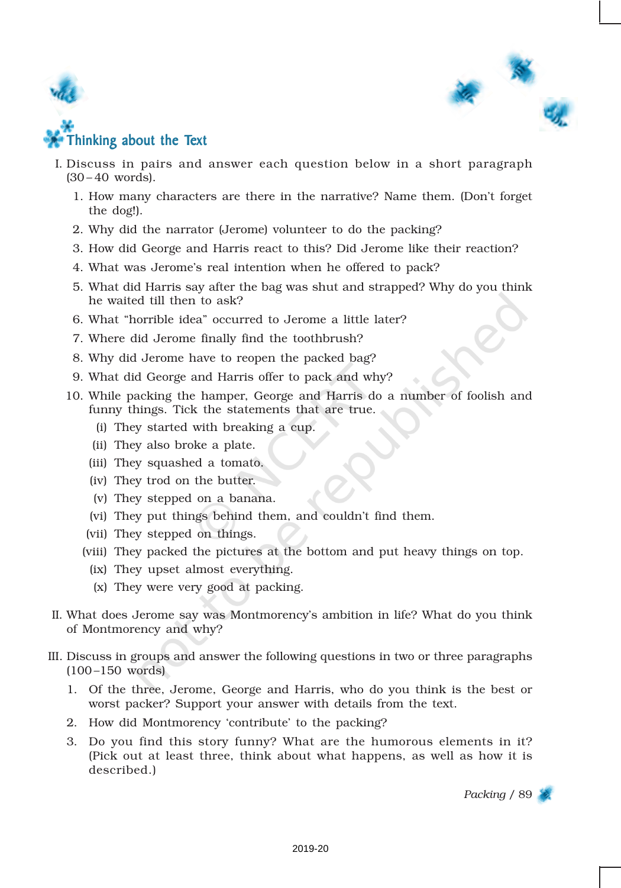## Thinking about the Text

I. Discuss in pairs and answer each question below in a short paragraph (30–40 words).

1. How many characters are there in the narrative? Name them. (Don't forget the dog!).
2. Why did the narrator (Jerome) volunteer to do the packing?
3. How did George and Harris react to this? Did Jerome like their reaction?
4. What was Jerome's real intention when he offered to pack?
5. What did Harris say after the bag was shut and strapped? Why do you think he waited till then to ask?
6. What "horrible idea" occurred to Jerome a little later?
7. Where did Jerome finally find the toothbrush?
8. Why did Jerome have to reopen the packed bag?
9. What did George and Harris offer to pack and why?
10. While packing the hamper, George and Harris do a number of foolish and funny things. Tick the statements that are true.
    - (i) They started with breaking a cup.
    - (ii) They also broke a plate.
    - (iii) They squashed a tomato.
    - (iv) They trod on the butter.
    - (v) They stepped on a banana.
    - (vi) They put things behind them, and couldn't find them.
    - (vii) They stepped on things.
    - (viii) They packed the pictures at the bottom and put heavy things on top.
    - (ix) They upset almost everything.
    - (x) They were very good at packing.

II. What does Jerome say was Montmorency's ambition in life? What do you think of Montmorency and why?

III. Discuss in groups and answer the following questions in two or three paragraphs (100–150 words)

1. Of the three, Jerome, George and Harris, who do you think is the best or worst packer? Support your answer with details from the text.
2. How did Montmorency 'contribute' to the packing?
3. Do you find this story funny? What are the humorous elements in it? (Pick out at least three, think about what happens, as well as how it is described.)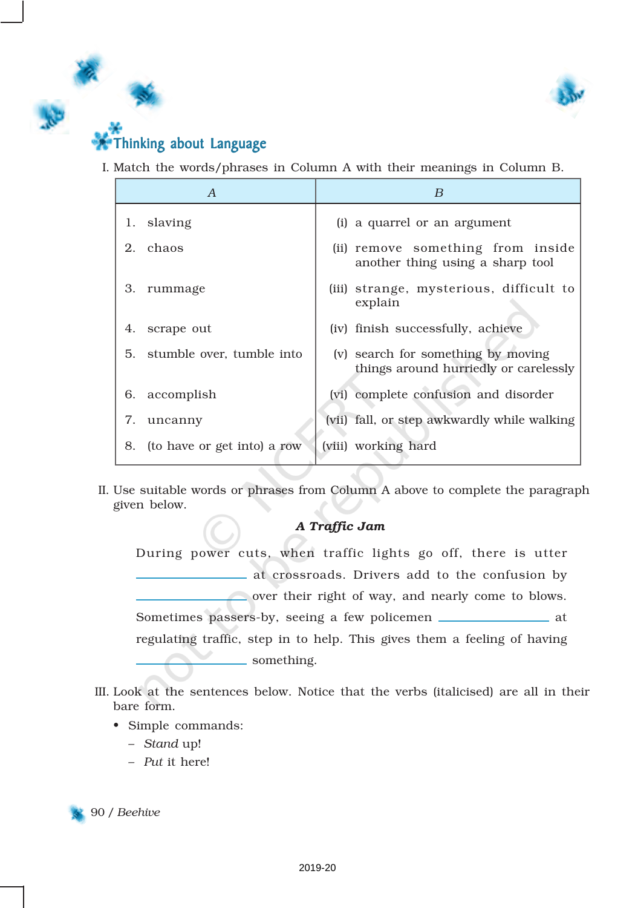## Thinking about Language

I. Match the words/phrases in Column A with their meanings in Column B.

| A | B |
|---|---|
| 1. slaving | (i) a quarrel or an argument |
| 2. chaos | (ii) remove something from inside another thing using a sharp tool |
| 3. rummage | (iii) strange, mysterious, difficult to explain |
| 4. scrape out | (iv) finish successfully, achieve |
| 5. stumble over, tumble into | (v) search for something by moving things around hurriedly or carelessly |
| 6. accomplish | (vi) complete confusion and disorder |
| 7. uncanny | (vii) fall, or step awkwardly while walking |
| 8. (to have or get into) a row | (viii) working hard |

II. Use suitable words or phrases from Column A above to complete the paragraph given below.

***A Traffic Jam***

During power cuts, when traffic lights go off, there is utter ________________ at crossroads. Drivers add to the confusion by ________________ over their right of way, and nearly come to blows. Sometimes passers-by, seeing a few policemen ________________ at regulating traffic, step in to help. This gives them a feeling of having ________________ something.

III. Look at the sentences below. Notice that the verbs (italicised) are all in their bare form.

- Simple commands:
  - *Stand* up!
  - *Put* it here!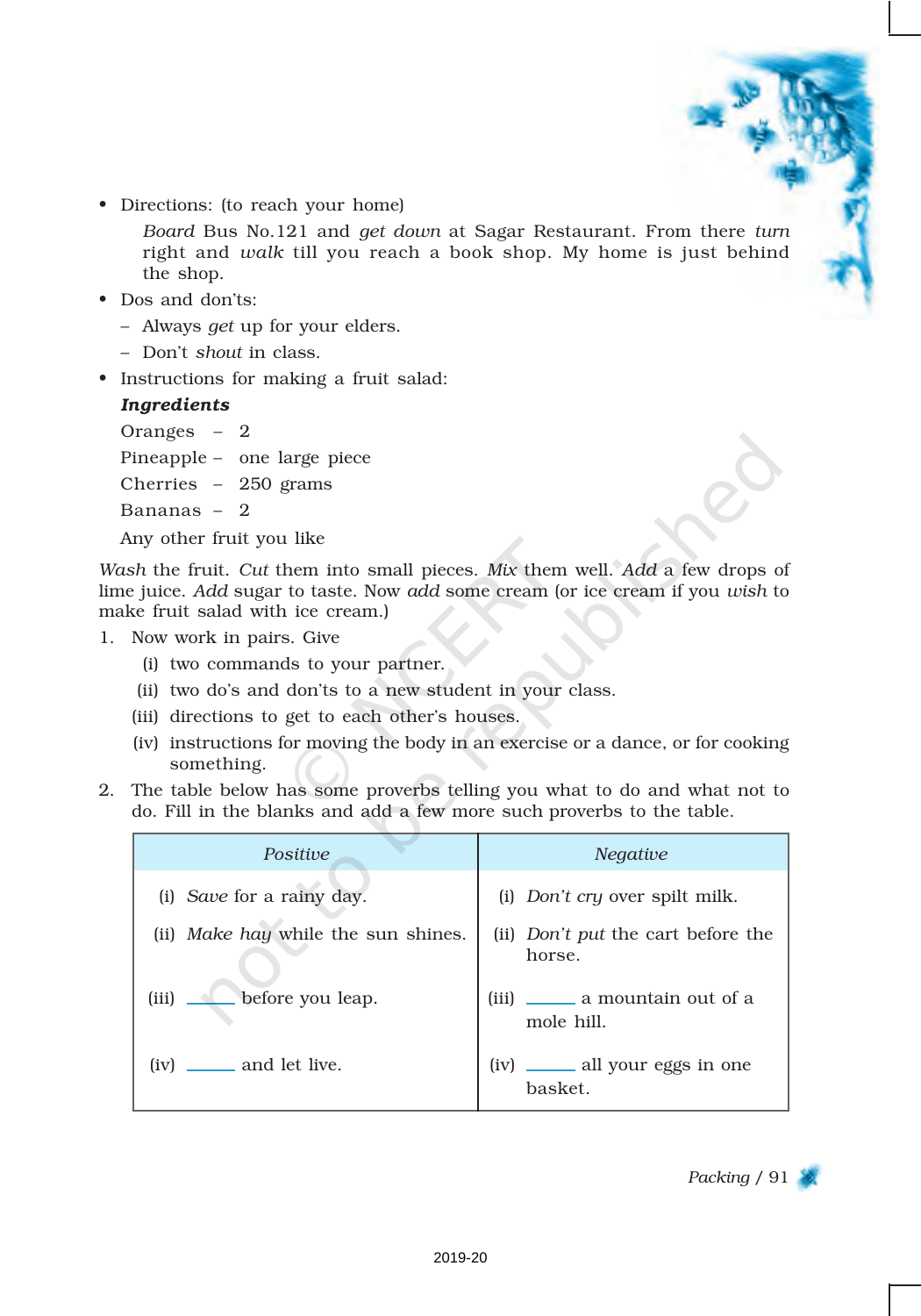- Directions: (to reach your home)

  *Board* Bus No.121 and *get down* at Sagar Restaurant. From there *turn* right and *walk* till you reach a book shop. My home is just behind the shop.

- Dos and don'ts:
  - Always *get* up for your elders.
  - Don't *shout* in class.

- Instructions for making a fruit salad:

  ***Ingredients***

  Oranges – 2

  Pineapple – one large piece

  Cherries – 250 grams

  Bananas – 2

  Any other fruit you like

*Wash* the fruit. *Cut* them into small pieces. *Mix* them well. *Add* a few drops of lime juice. *Add* sugar to taste. Now *add* some cream (or ice cream if you *wish* to make fruit salad with ice cream.)

1. Now work in pairs. Give
   - (i) two commands to your partner.
   - (ii) two do's and don'ts to a new student in your class.
   - (iii) directions to get to each other's houses.
   - (iv) instructions for moving the body in an exercise or a dance, or for cooking something.

2. The table below has some proverbs telling you what to do and what not to do. Fill in the blanks and add a few more such proverbs to the table.

| *Positive* | *Negative* |
|---|---|
| (i) *Save* for a rainy day. | (i) *Don't cry* over spilt milk. |
| (ii) *Make hay* while the sun shines. | (ii) *Don't put* the cart before the horse. |
| (iii) _____ before you leap. | (iii) _____ a mountain out of a mole hill. |
| (iv) _____ and let live. | (iv) _____ all your eggs in one basket. |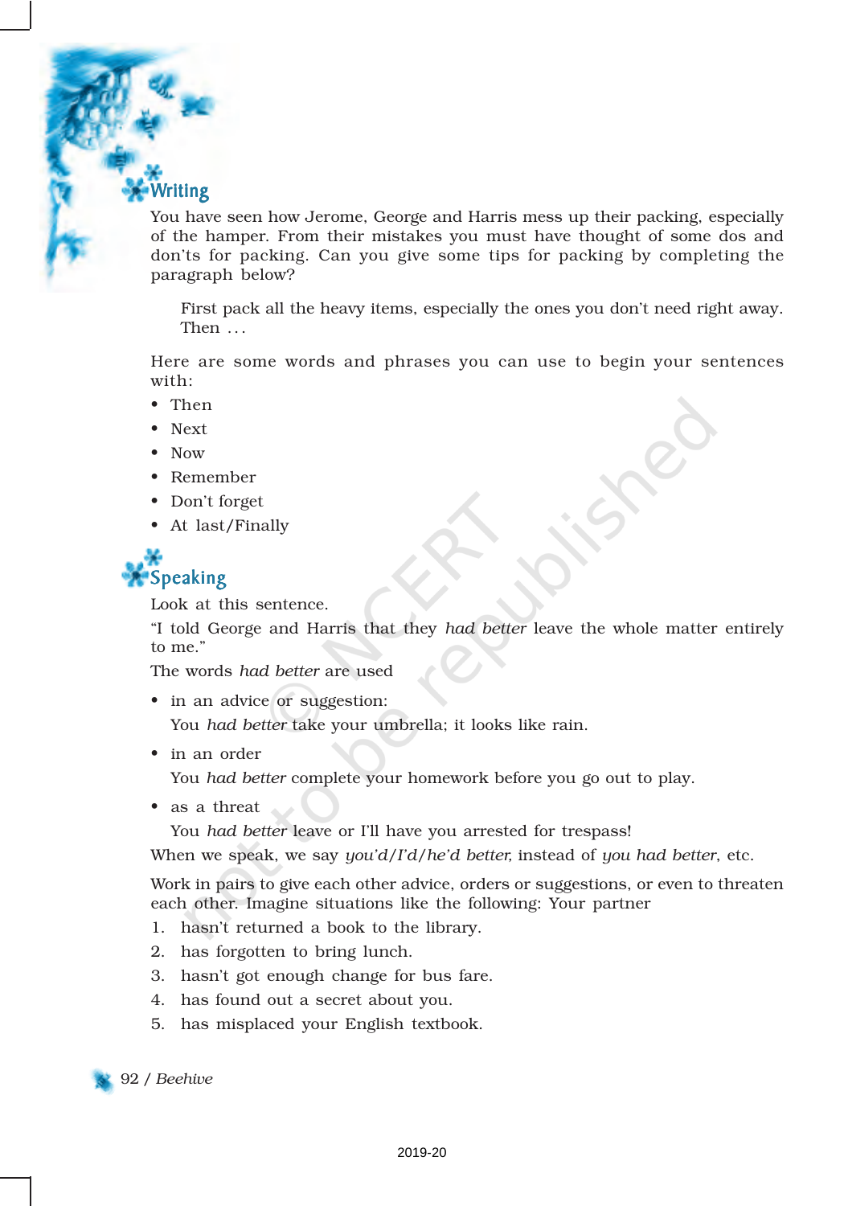## Writing

You have seen how Jerome, George and Harris mess up their packing, especially of the hamper. From their mistakes you must have thought of some dos and don'ts for packing. Can you give some tips for packing by completing the paragraph below?

> First pack all the heavy items, especially the ones you don't need right away. Then ...

Here are some words and phrases you can use to begin your sentences with:

- Then
- Next
- Now
- Remember
- Don't forget
- At last/Finally

## Speaking

Look at this sentence.

"I told George and Harris that they *had better* leave the whole matter entirely to me."

The words *had better* are used

- in an advice or suggestion:

  You *had better* take your umbrella; it looks like rain.

- in an order

  You *had better* complete your homework before you go out to play.

- as a threat

  You *had better* leave or I'll have you arrested for trespass!

When we speak, we say *you'd/I'd/he'd better,* instead of *you had better*, etc.

Work in pairs to give each other advice, orders or suggestions, or even to threaten each other. Imagine situations like the following: Your partner

1. hasn't returned a book to the library.
2. has forgotten to bring lunch.
3. hasn't got enough change for bus fare.
4. has found out a secret about you.
5. has misplaced your English textbook.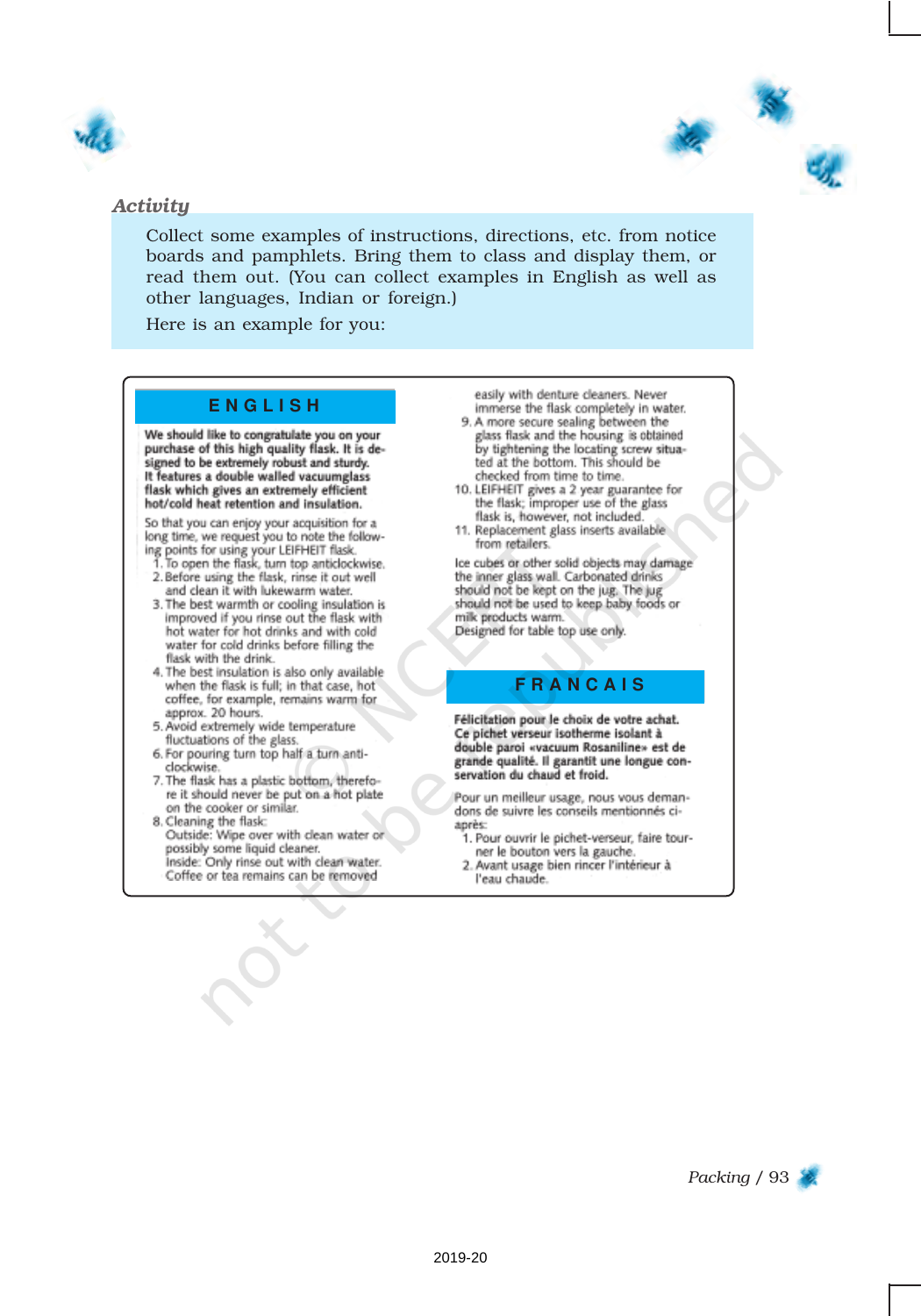*Activity*

Collect some examples of instructions, directions, etc. from notice boards and pamphlets. Bring them to class and display them, or read them out. (You can collect examples in English as well as other languages, Indian or foreign.)

Here is an example for you:

## ENGLISH

**We should like to congratulate you on your purchase of this high quality flask. It is designed to be extremely robust and sturdy. It features a double walled vacuumglass flask which gives an extremely efficient hot/cold heat retention and insulation.**

So that you can enjoy your acquisition for a long time, we request you to note the following points for using your LEIFHEIT flask.

1. To open the flask, turn top anticlockwise.
2. Before using the flask, rinse it out well and clean it with lukewarm water.
3. The best warmth or cooling insulation is improved if you rinse out the flask with hot water for hot drinks and with cold water for cold drinks before filling the flask with the drink.
4. The best insulation is also only available when the flask is full; in that case, hot coffee, for example, remains warm for approx. 20 hours.
5. Avoid extremely wide temperature fluctuations of the glass.
6. For pouring turn top half a turn anti-clockwise.
7. The flask has a plastic bottom, therefore it should never be put on a hot plate on the cooker or similar.
8. Cleaning the flask:
   Outside: Wipe over with clean water or possibly some liquid cleaner.
   Inside: Only rinse out with clean water. Coffee or tea remains can be removed easily with denture cleaners. Never immerse the flask completely in water.
9. A more secure sealing between the glass flask and the housing is obtained by tightening the locating screw situated at the bottom. This should be checked from time to time.
10. LEIFHEIT gives a 2 year guarantee for the flask; improper use of the glass flask is, however, not included.
11. Replacement glass inserts available from retailers.

Ice cubes or other solid objects may damage the inner glass wall. Carbonated drinks should not be kept on the jug. The jug should not be used to keep baby foods or milk products warm.
Designed for table top use only.

## FRANCAIS

**Félicitation pour le choix de votre achat. Ce pichet verseur isotherme isolant à double paroi «vacuum Rosaniline» est de grande qualité. Il garantit une longue conservation du chaud et froid.**

Pour un meilleur usage, nous vous demandons de suivre les conseils mentionnés ci-après:

1. Pour ouvrir le pichet-verseur, faire tourner le bouton vers la gauche.
2. Avant usage bien rincer l'intérieur à l'eau chaude.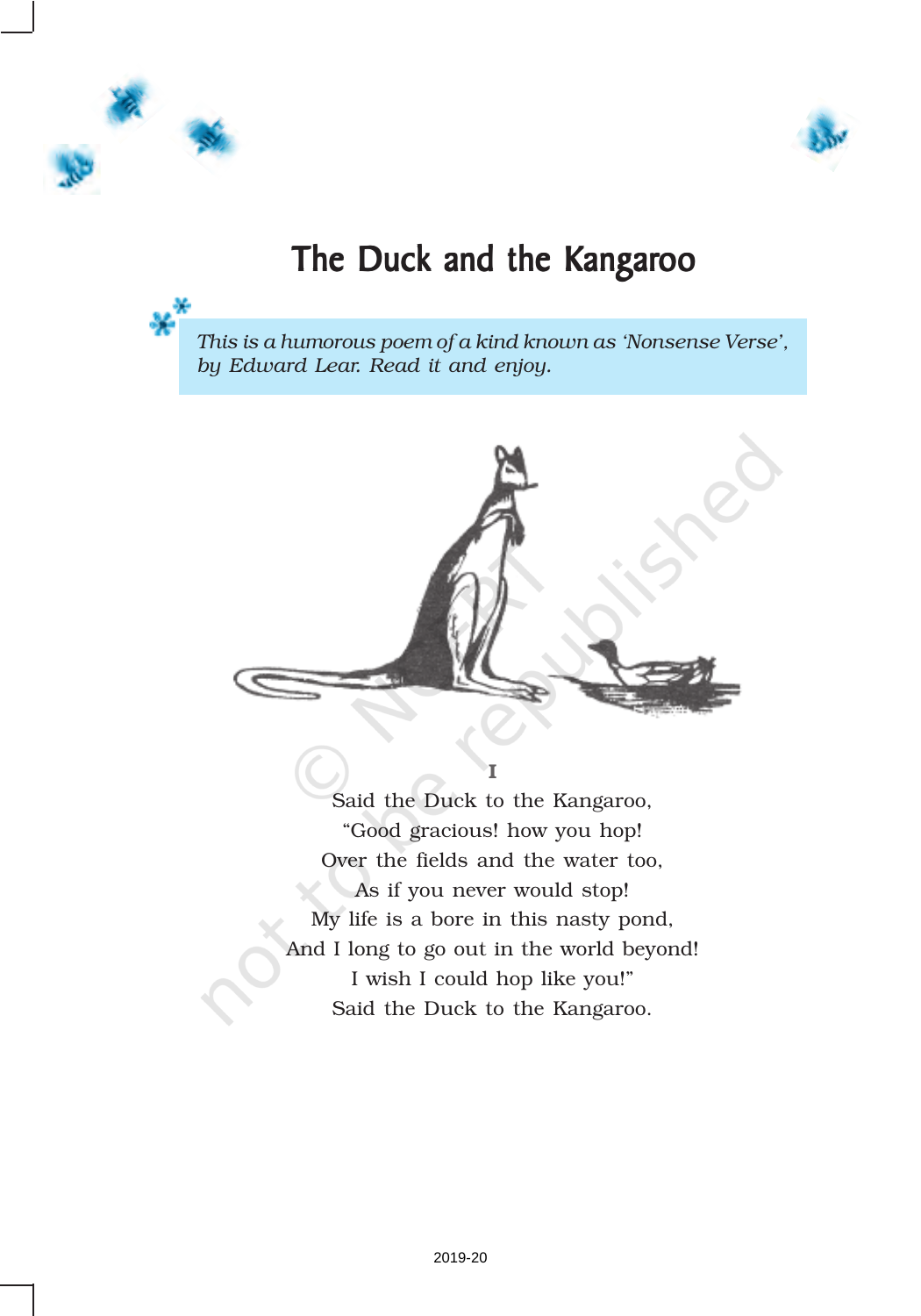# The Duck and the Kangaroo

*This is a humorous poem of a kind known as 'Nonsense Verse', by Edward Lear. Read it and enjoy.*

**I**

Said the Duck to the Kangaroo,
"Good gracious! how you hop!
Over the fields and the water too,
As if you never would stop!
My life is a bore in this nasty pond,
And I long to go out in the world beyond!
I wish I could hop like you!"
Said the Duck to the Kangaroo.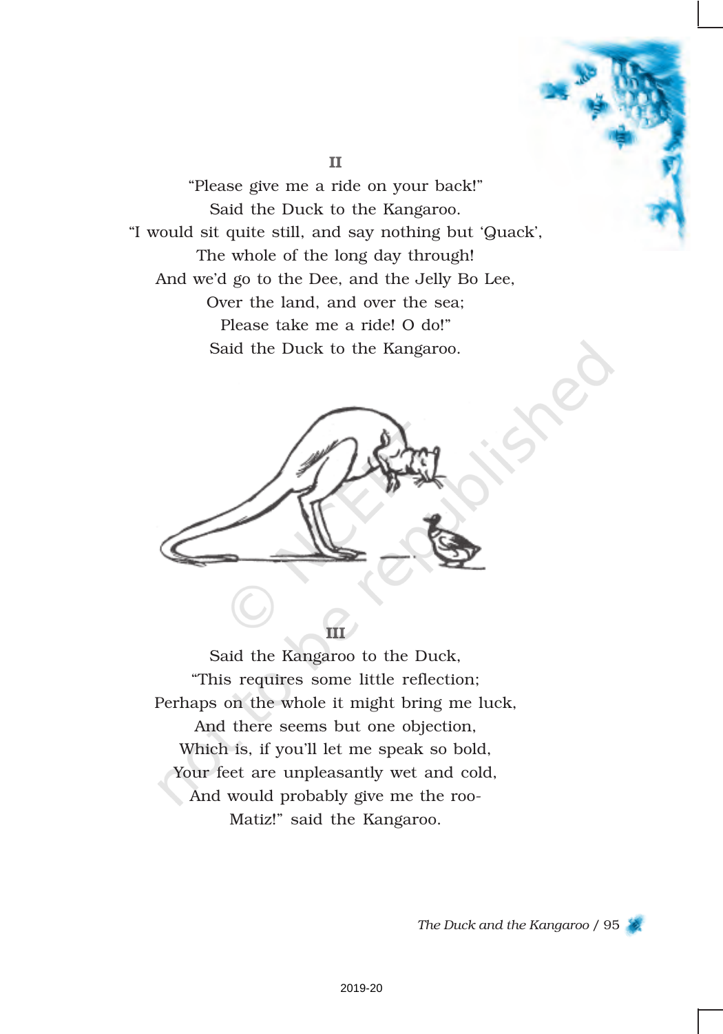## II

"Please give me a ride on your back!"
Said the Duck to the Kangaroo.
"I would sit quite still, and say nothing but 'Quack',
The whole of the long day through!
And we'd go to the Dee, and the Jelly Bo Lee,
Over the land, and over the sea;
Please take me a ride! O do!"
Said the Duck to the Kangaroo.

## III

Said the Kangaroo to the Duck,
"This requires some little reflection;
Perhaps on the whole it might bring me luck,
And there seems but one objection,
Which is, if you'll let me speak so bold,
Your feet are unpleasantly wet and cold,
And would probably give me the roo-
Matiz!" said the Kangaroo.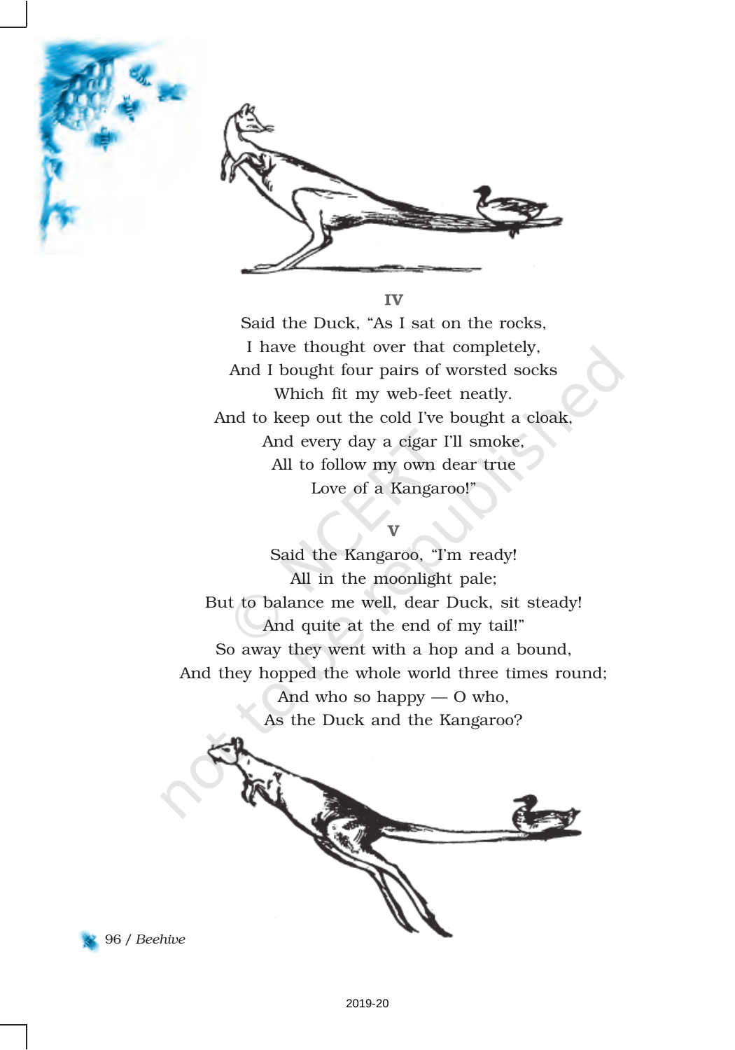IV

Said the Duck, "As I sat on the rocks,
I have thought over that completely,
And I bought four pairs of worsted socks
Which fit my web-feet neatly.
And to keep out the cold I've bought a cloak,
And every day a cigar I'll smoke,
All to follow my own dear true
Love of a Kangaroo!"

V

Said the Kangaroo, "I'm ready!
All in the moonlight pale;
But to balance me well, dear Duck, sit steady!
And quite at the end of my tail!"
So away they went with a hop and a bound,
And they hopped the whole world three times round;
And who so happy — O who,
As the Duck and the Kangaroo?